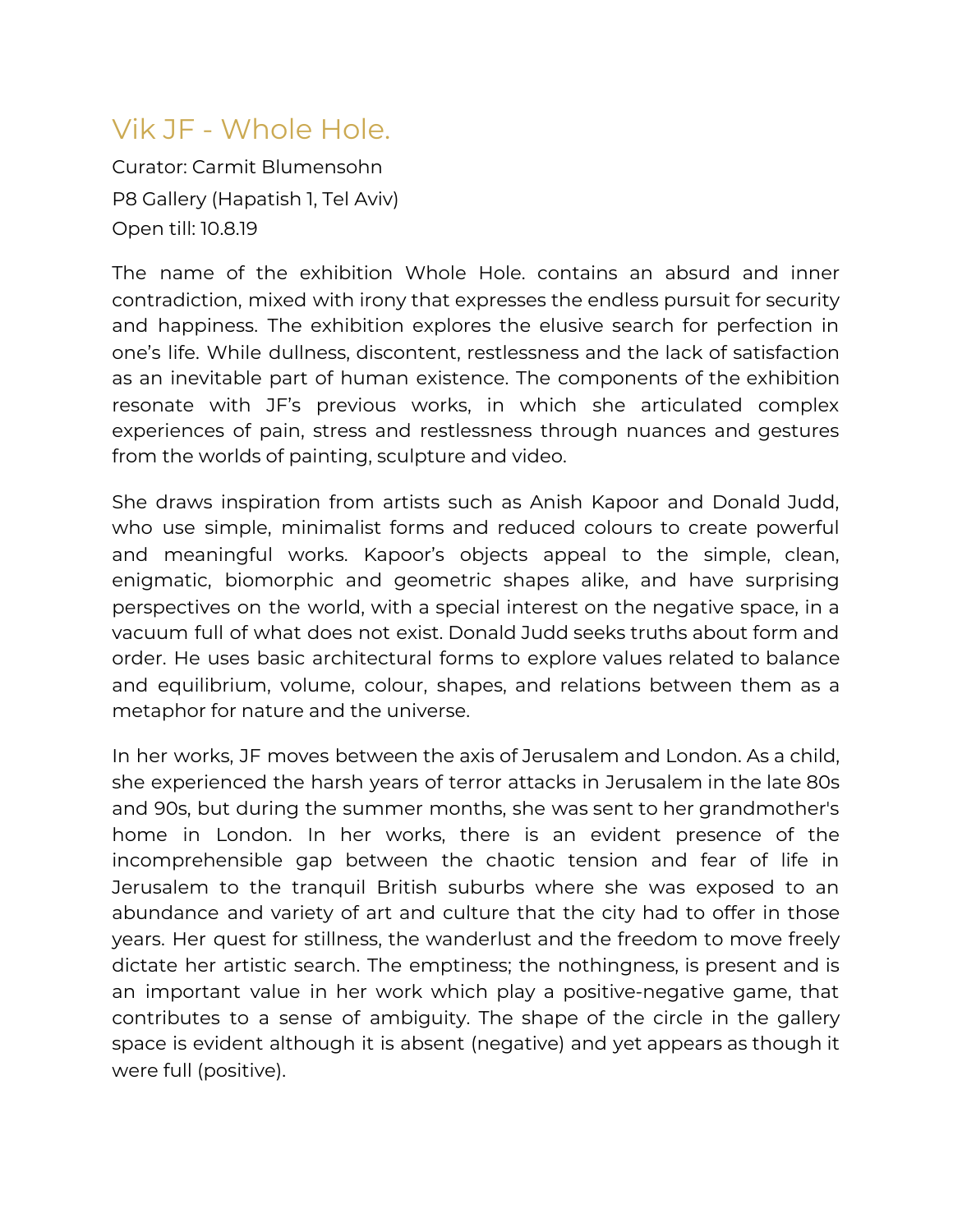# Vik JF - Whole Hole.

Curator: Carmit Blumensohn

P8 Gallery (Hapatish 1, Tel Aviv)

Open till: 10.8.19

The name of the exhibition Whole Hole. contains an absurd and inner contradiction, mixed with irony that expresses the endless pursuit for security and happiness. The exhibition explores the elusive search for perfection in one's life. While dullness, discontent, restlessness and the lack of satisfaction as an inevitable part of human existence. The components of the exhibition resonate with JF's previous works, in which she articulated complex experiences of pain, stress and restlessness through nuances and gestures from the worlds of painting, sculpture and video.

She draws inspiration from artists such as Anish Kapoor and Donald Judd, who use simple, minimalist forms and reduced colours to create powerful and meaningful works. Kapoor's objects appeal to the simple, clean, enigmatic, biomorphic and geometric shapes alike, and have surprising perspectives on the world, with a special interest on the negative space, in a vacuum full of what does not exist. Donald Judd seeks truths about form and order. He uses basic architectural forms to explore values related to balance and equilibrium, volume, colour, shapes, and relations between them as a metaphor for nature and the universe.

In her works, JF moves between the axis of Jerusalem and London. As a child, she experienced the harsh years of terror attacks in Jerusalem in the late 80s and 90s, but during the summer months, she was sent to her grandmother's home in London. In her works, there is an evident presence of the incomprehensible gap between the chaotic tension and fear of life in Jerusalem to the tranquil British suburbs where she was exposed to an abundance and variety of art and culture that the city had to offer in those years. Her quest for stillness, the wanderlust and the freedom to move freely dictate her artistic search. The emptiness; the nothingness, is present and is an important value in her work which play a positive-negative game, that contributes to a sense of ambiguity. The shape of the circle in the gallery space is evident although it is absent (negative) and yet appears as though it were full (positive).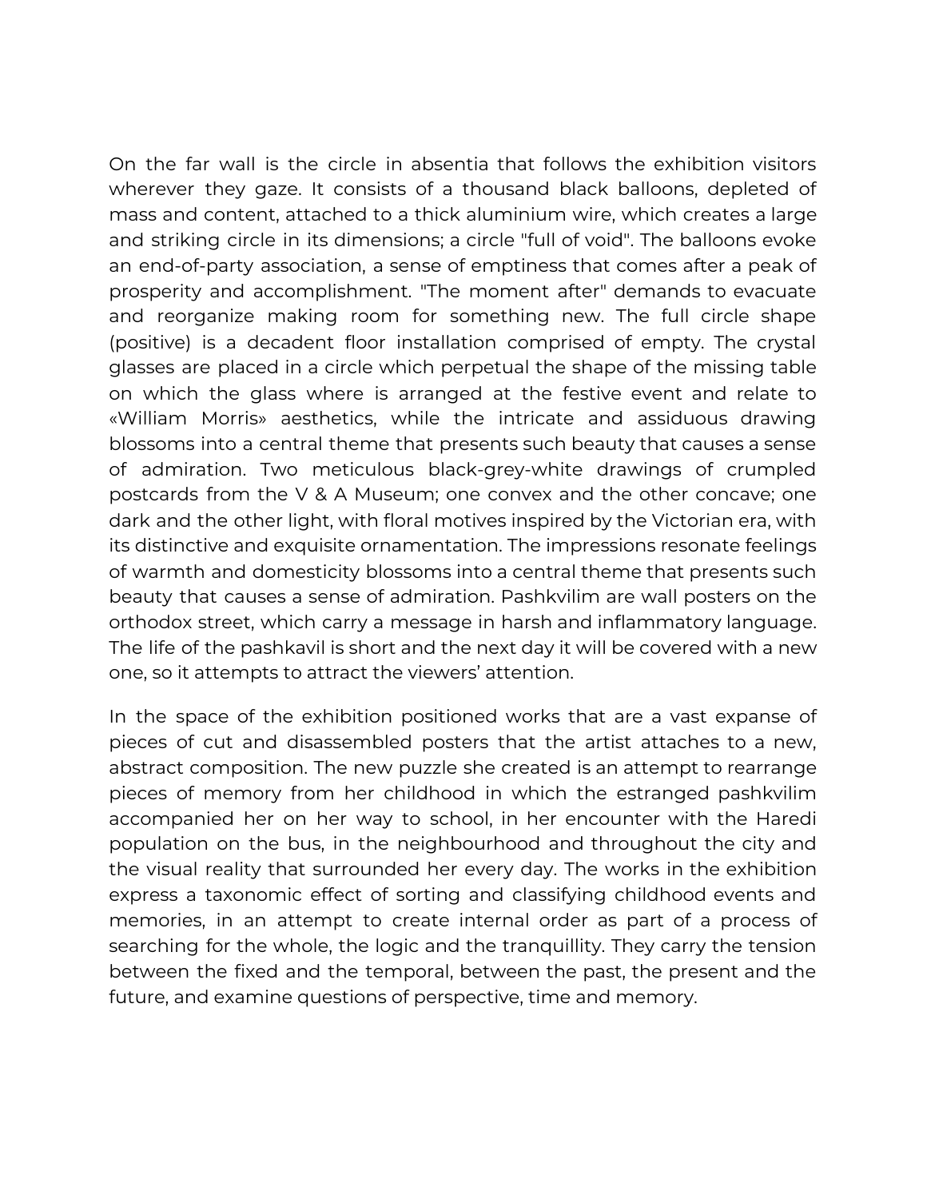On the far wall is the circle in absentia that follows the exhibition visitors wherever they gaze. It consists of a thousand black balloons, depleted of mass and content, attached to a thick aluminium wire, which creates a large and striking circle in its dimensions; a circle "full of void". The balloons evoke an end-of-party association, a sense of emptiness that comes after a peak of prosperity and accomplishment. "The moment after" demands to evacuate and reorganize making room for something new. The full circle shape (positive) is a decadent floor installation comprised of empty. The crystal glasses are placed in a circle which perpetual the shape of the missing table on which the glass where is arranged at the festive event and relate to «William Morris» aesthetics, while the intricate and assiduous drawing blossoms into a central theme that presents such beauty that causes a sense of admiration. Two meticulous black-grey-white drawings of crumpled postcards from the V & A Museum; one convex and the other concave; one dark and the other light, with floral motives inspired by the Victorian era, with its distinctive and exquisite ornamentation. The impressions resonate feelings of warmth and domesticity blossoms into a central theme that presents such beauty that causes a sense of admiration. Pashkvilim are wall posters on the orthodox street, which carry a message in harsh and inflammatory language. The life of the pashkavil is short and the next day it will be covered with a new one, so it attempts to attract the viewers' attention.

In the space of the exhibition positioned works that are a vast expanse of pieces of cut and disassembled posters that the artist attaches to a new, abstract composition. The new puzzle she created is an attempt to rearrange pieces of memory from her childhood in which the estranged pashkvilim accompanied her on her way to school, in her encounter with the Haredi population on the bus, in the neighbourhood and throughout the city and the visual reality that surrounded her every day. The works in the exhibition express a taxonomic effect of sorting and classifying childhood events and memories, in an attempt to create internal order as part of a process of searching for the whole, the logic and the tranquillity. They carry the tension between the fixed and the temporal, between the past, the present and the future, and examine questions of perspective, time and memory.